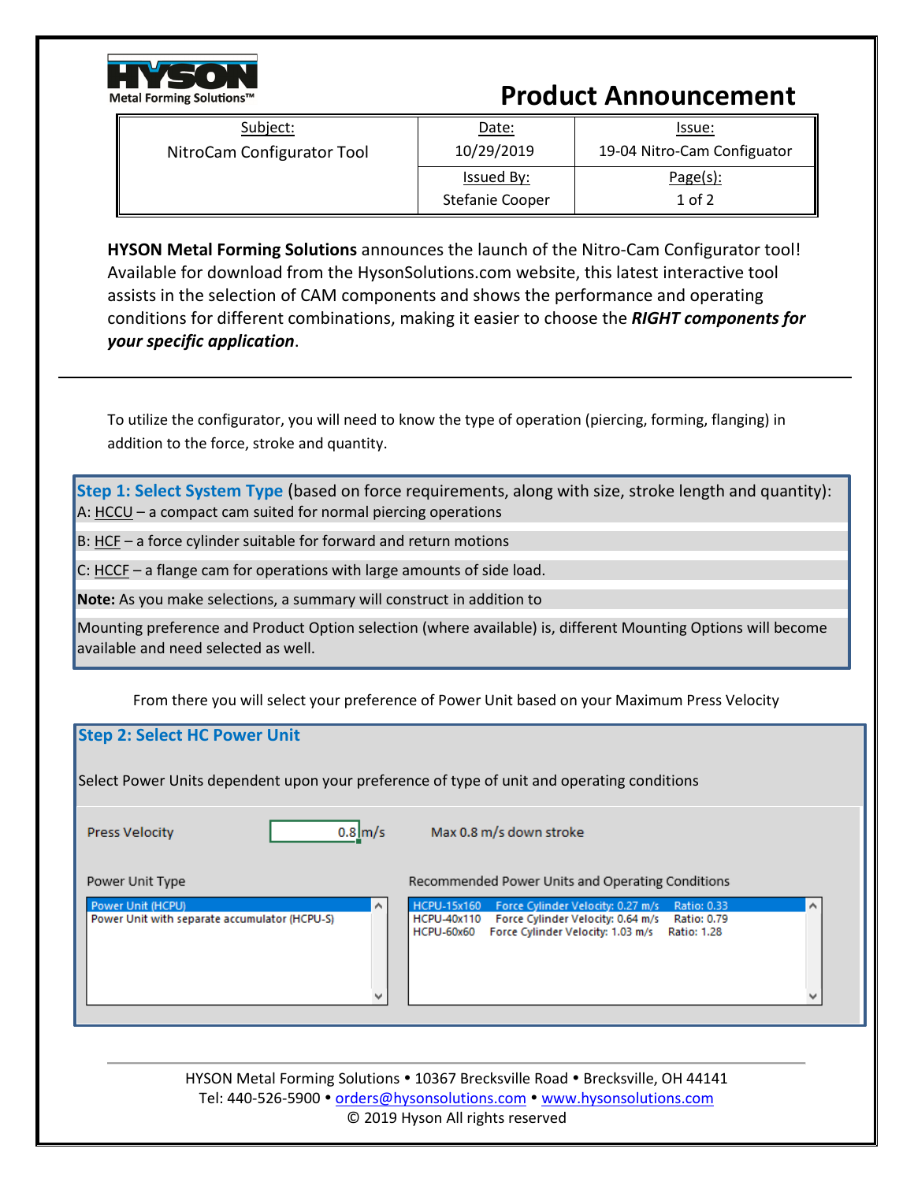**HYSON**
Metal Forming Solutions™

# Product Announcement

| Subject: | Date: | Issue: |
|---|---|---|
| NitroCam Configurator Tool | 10/29/2019 | 19-04 Nitro-Cam Configuator |
| | Issued By: | Page(s): |
| | Stefanie Cooper | 1 of 2 |

**HYSON Metal Forming Solutions** announces the launch of the Nitro-Cam Configurator tool! Available for download from the HysonSolutions.com website, this latest interactive tool assists in the selection of CAM components and shows the performance and operating conditions for different combinations, making it easier to choose the ***RIGHT components for your specific application***.

---

To utilize the configurator, you will need to know the type of operation (piercing, forming, flanging) in addition to the force, stroke and quantity.

**Step 1: Select System Type** (based on force requirements, along with size, stroke length and quantity):

A: HCCU – a compact cam suited for normal piercing operations

B: HCF – a force cylinder suitable for forward and return motions

C: HCCF – a flange cam for operations with large amounts of side load.

**Note:** As you make selections, a summary will construct in addition to

Mounting preference and Product Option selection (where available) is, different Mounting Options will become available and need selected as well.

From there you will select your preference of Power Unit based on your Maximum Press Velocity

**Step 2: Select HC Power Unit**

Select Power Units dependent upon your preference of type of unit and operating conditions

Press Velocity 0.8 m/s Max 0.8 m/s down stroke

Power Unit Type

- Power Unit (HCPU)
- Power Unit with separate accumulator (HCPU-S)

Recommended Power Units and Operating Conditions

| | | |
|---|---|---|
| HCPU-15x160 | Force Cylinder Velocity: 0.27 m/s | Ratio: 0.33 |
| HCPU-40x110 | Force Cylinder Velocity: 0.64 m/s | Ratio: 0.79 |
| HCPU-60x60 | Force Cylinder Velocity: 1.03 m/s | Ratio: 1.28 |

HYSON Metal Forming Solutions • 10367 Brecksville Road • Brecksville, OH 44141
Tel: 440-526-5900 • orders@hysonsolutions.com • www.hysonsolutions.com
© 2019 Hyson All rights reserved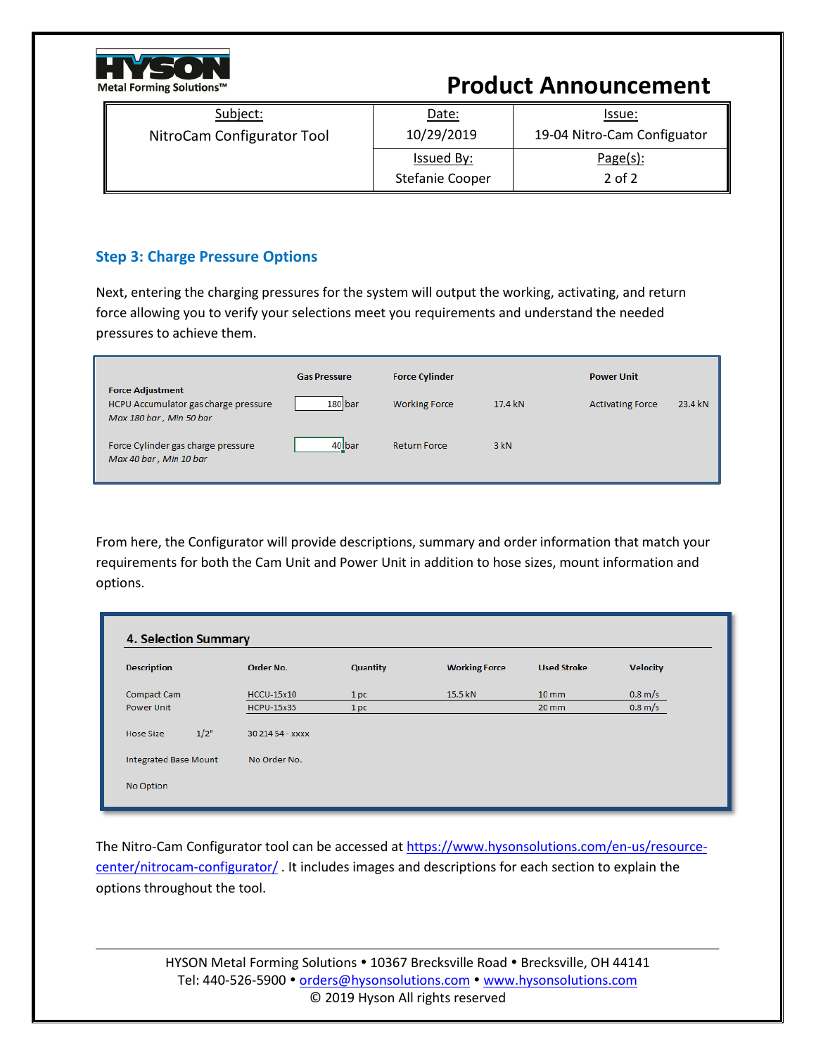# Product Announcement

| Subject: NitroCam Configurator Tool | Date: 10/29/2019 | Issue: 19-04 Nitro-Cam Configuator |
|---|---|---|
| | Issued By: Stefanie Cooper | Page(s): 2 of 2 |

## Step 3: Charge Pressure Options

Next, entering the charging pressures for the system will output the working, activating, and return force allowing you to verify your selections meet you requirements and understand the needed pressures to achieve them.

| Force Adjustment | Gas Pressure | Force Cylinder | | Power Unit | |
|---|---|---|---|---|---|
| HCPU Accumulator gas charge pressure *Max 180 bar , Min 50 bar* | 180 bar | Working Force | 17.4 kN | Activating Force | 23.4 kN |
| Force Cylinder gas charge pressure *Max 40 bar , Min 10 bar* | 40 bar | Return Force | 3 kN | | |

From here, the Configurator will provide descriptions, summary and order information that match your requirements for both the Cam Unit and Power Unit in addition to hose sizes, mount information and options.

**4. Selection Summary**

| Description | Order No. | Quantity | Working Force | Used Stroke | Velocity |
|---|---|---|---|---|---|
| Compact Cam | HCCU-15x10 | 1 pc | 15.5 kN | 10 mm | 0.8 m/s |
| Power Unit | HCPU-15x35 | 1 pc | | 20 mm | 0.8 m/s |
| Hose Size 1/2" | 30 214 54 - xxxx | | | | |
| Integrated Base Mount | No Order No. | | | | |
| No Option | | | | | |

The Nitro-Cam Configurator tool can be accessed at https://www.hysonsolutions.com/en-us/resource-center/nitrocam-configurator/ . It includes images and descriptions for each section to explain the options throughout the tool.

HYSON Metal Forming Solutions • 10367 Brecksville Road • Brecksville, OH 44141
Tel: 440-526-5900 • orders@hysonsolutions.com • www.hysonsolutions.com
© 2019 Hyson All rights reserved